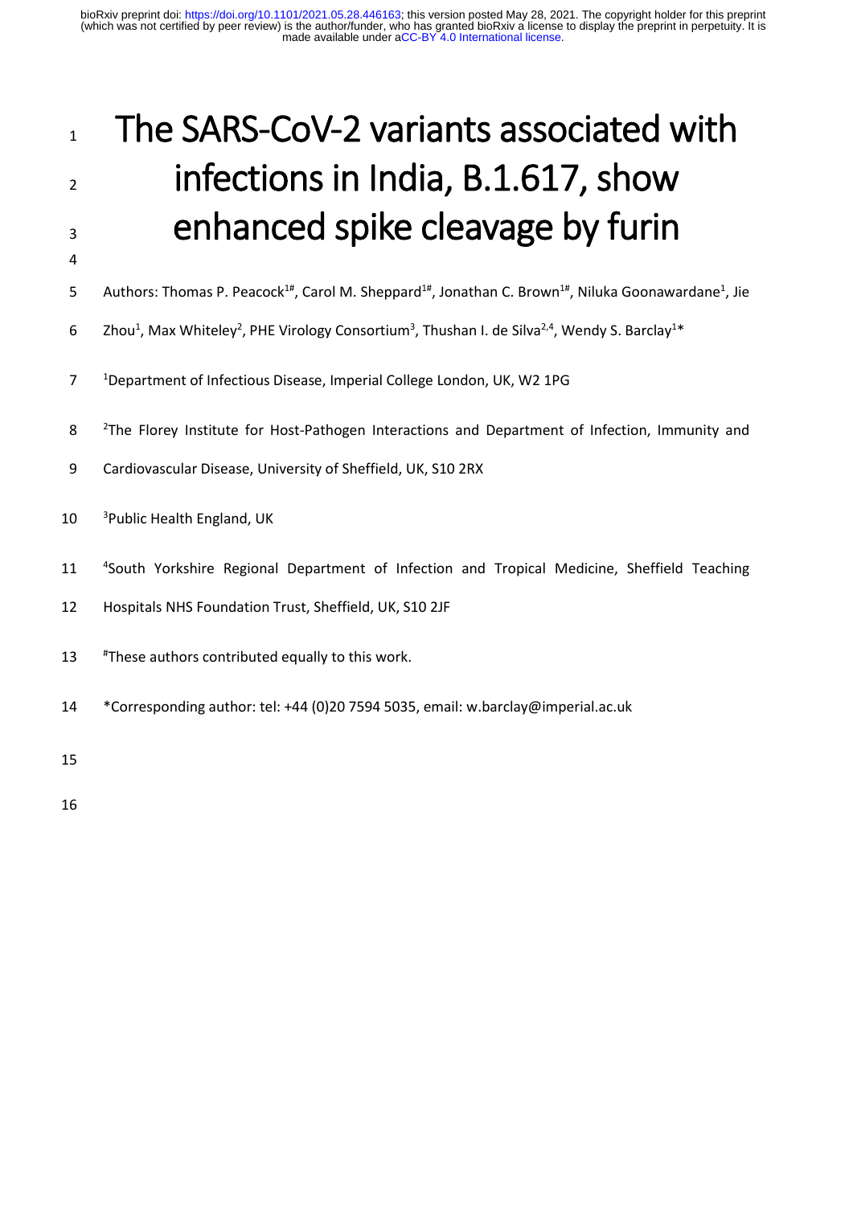# The SARS-CoV-2 variants associated with infections in India, B.1.617, show enhanced spike cleavage by furin

Authors: Thomas P. Peacock[1#], Carol M. Sheppard[1#], Jonathan C. Brown[1#], Niluka Goonawardane[1], Jie Zhou[1], Max Whiteley[2], PHE Virology Consortium[3], Thushan I. de Silva[2,4], Wendy S. Barclay[1]*

[1]Department of Infectious Disease, Imperial College London, UK, W2 1PG

[2]The Florey Institute for Host-Pathogen Interactions and Department of Infection, Immunity and Cardiovascular Disease, University of Sheffield, UK, S10 2RX

[3]Public Health England, UK

[4]South Yorkshire Regional Department of Infection and Tropical Medicine, Sheffield Teaching Hospitals NHS Foundation Trust, Sheffield, UK, S10 2JF

[#]These authors contributed equally to this work.

*Corresponding author: tel: +44 (0)20 7594 5035, email: w.barclay@imperial.ac.uk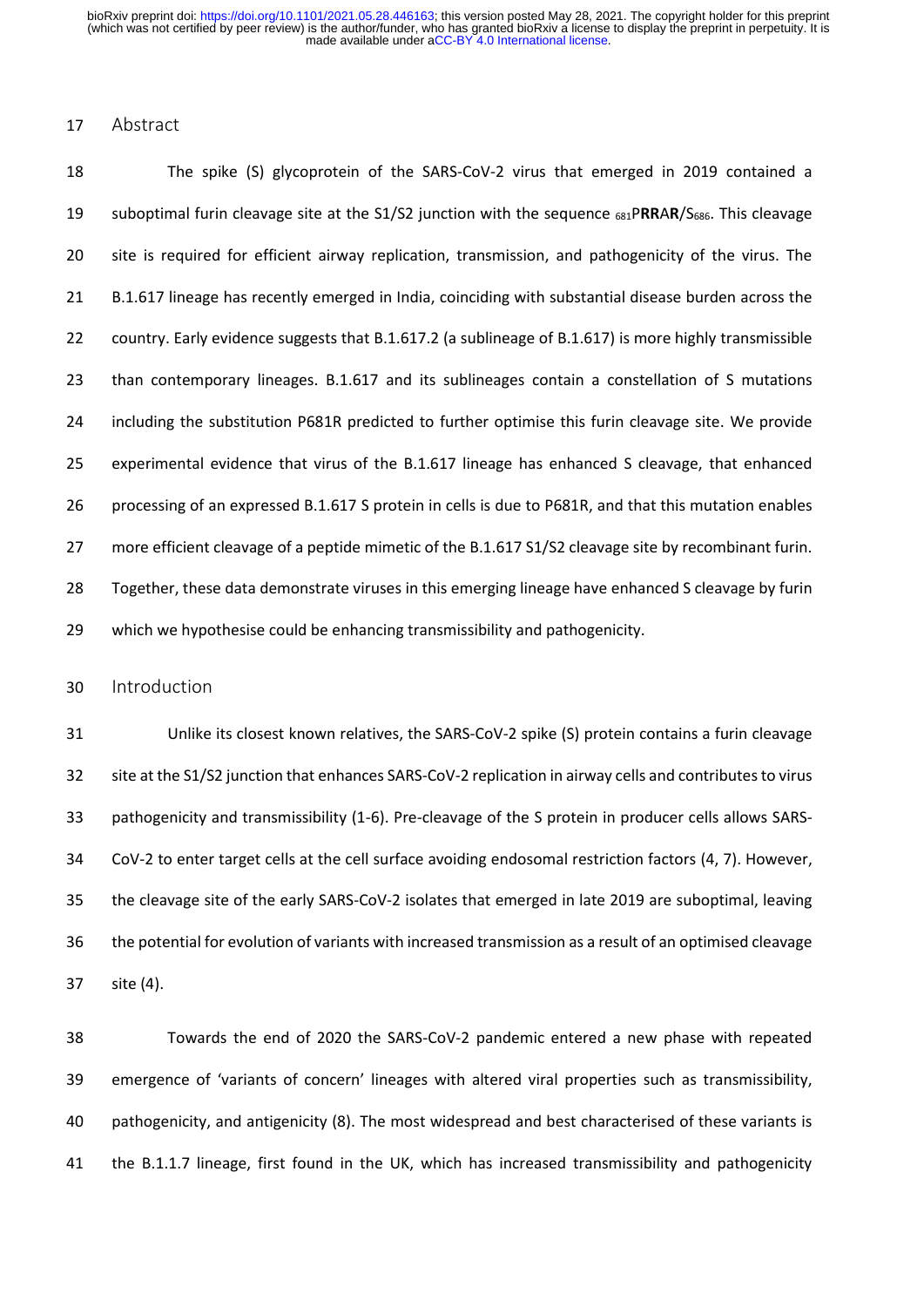## Abstract

The spike (S) glycoprotein of the SARS-CoV-2 virus that emerged in 2019 contained a suboptimal furin cleavage site at the S1/S2 junction with the sequence $_{681}$P**RR**A**R**/S$_{686}$. This cleavage site is required for efficient airway replication, transmission, and pathogenicity of the virus. The B.1.617 lineage has recently emerged in India, coinciding with substantial disease burden across the country. Early evidence suggests that B.1.617.2 (a sublineage of B.1.617) is more highly transmissible than contemporary lineages. B.1.617 and its sublineages contain a constellation of S mutations including the substitution P681R predicted to further optimise this furin cleavage site. We provide experimental evidence that virus of the B.1.617 lineage has enhanced S cleavage, that enhanced processing of an expressed B.1.617 S protein in cells is due to P681R, and that this mutation enables more efficient cleavage of a peptide mimetic of the B.1.617 S1/S2 cleavage site by recombinant furin. Together, these data demonstrate viruses in this emerging lineage have enhanced S cleavage by furin which we hypothesise could be enhancing transmissibility and pathogenicity.

## Introduction

Unlike its closest known relatives, the SARS-CoV-2 spike (S) protein contains a furin cleavage site at the S1/S2 junction that enhances SARS-CoV-2 replication in airway cells and contributes to virus pathogenicity and transmissibility (1-6). Pre-cleavage of the S protein in producer cells allows SARS-CoV-2 to enter target cells at the cell surface avoiding endosomal restriction factors (4, 7). However, the cleavage site of the early SARS-CoV-2 isolates that emerged in late 2019 are suboptimal, leaving the potential for evolution of variants with increased transmission as a result of an optimised cleavage site (4).

Towards the end of 2020 the SARS-CoV-2 pandemic entered a new phase with repeated emergence of 'variants of concern' lineages with altered viral properties such as transmissibility, pathogenicity, and antigenicity (8). The most widespread and best characterised of these variants is the B.1.1.7 lineage, first found in the UK, which has increased transmissibility and pathogenicity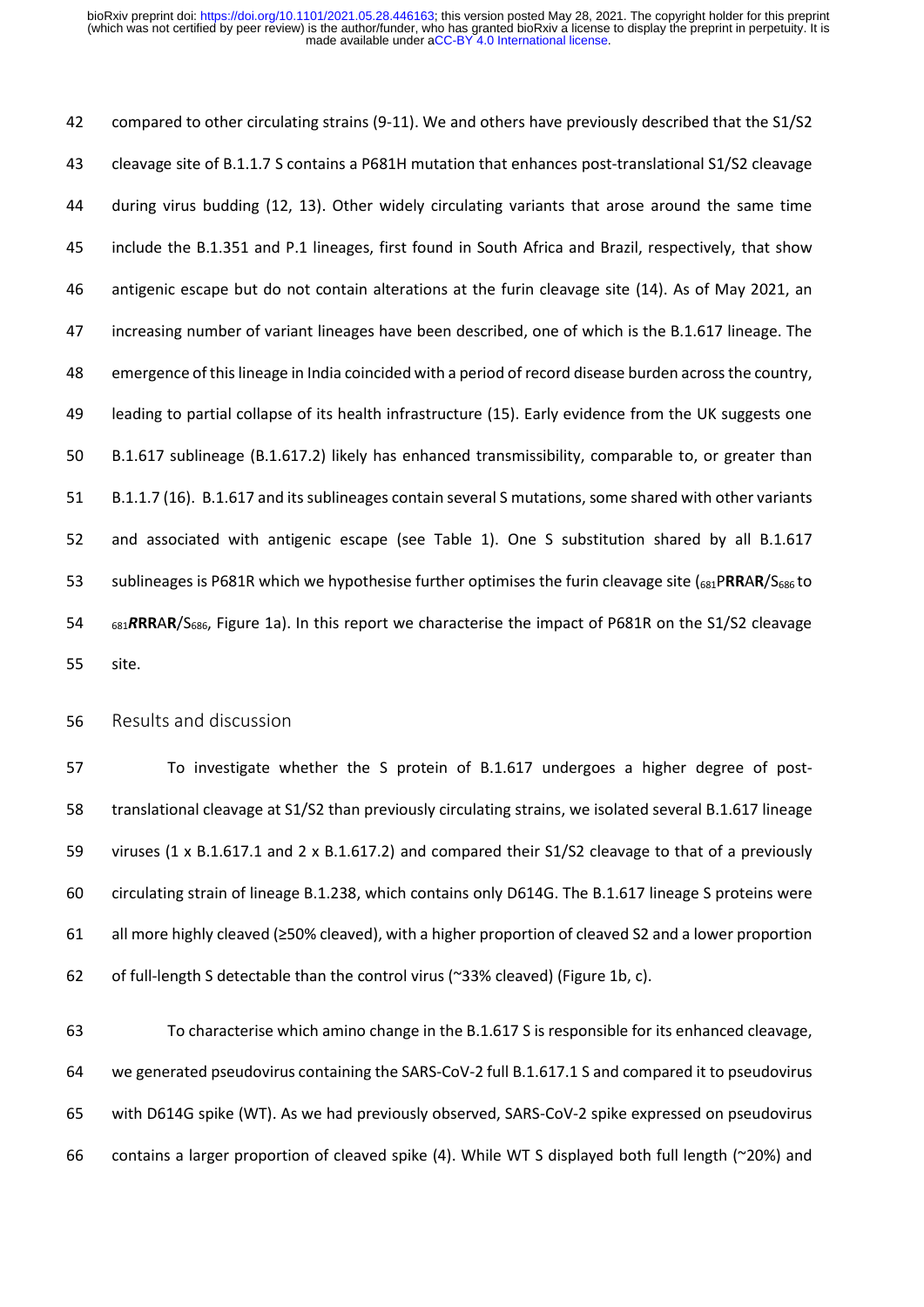compared to other circulating strains (9-11). We and others have previously described that the S1/S2 cleavage site of B.1.1.7 S contains a P681H mutation that enhances post-translational S1/S2 cleavage during virus budding (12, 13). Other widely circulating variants that arose around the same time include the B.1.351 and P.1 lineages, first found in South Africa and Brazil, respectively, that show antigenic escape but do not contain alterations at the furin cleavage site (14). As of May 2021, an increasing number of variant lineages have been described, one of which is the B.1.617 lineage. The emergence of this lineage in India coincided with a period of record disease burden across the country, leading to partial collapse of its health infrastructure (15). Early evidence from the UK suggests one B.1.617 sublineage (B.1.617.2) likely has enhanced transmissibility, comparable to, or greater than B.1.1.7 (16). B.1.617 and its sublineages contain several S mutations, some shared with other variants and associated with antigenic escape (see Table 1). One S substitution shared by all B.1.617 sublineages is P681R which we hypothesise further optimises the furin cleavage site ($_{681}$P**RR**A**R**/S$_{686}$ to $_{681}$***R*****RR**A**R**/S$_{686}$, Figure 1a). In this report we characterise the impact of P681R on the S1/S2 cleavage site.

## Results and discussion

To investigate whether the S protein of B.1.617 undergoes a higher degree of post-translational cleavage at S1/S2 than previously circulating strains, we isolated several B.1.617 lineage viruses (1 x B.1.617.1 and 2 x B.1.617.2) and compared their S1/S2 cleavage to that of a previously circulating strain of lineage B.1.238, which contains only D614G. The B.1.617 lineage S proteins were all more highly cleaved (≥50% cleaved), with a higher proportion of cleaved S2 and a lower proportion of full-length S detectable than the control virus (~33% cleaved) (Figure 1b, c).

To characterise which amino change in the B.1.617 S is responsible for its enhanced cleavage, we generated pseudovirus containing the SARS-CoV-2 full B.1.617.1 S and compared it to pseudovirus with D614G spike (WT). As we had previously observed, SARS-CoV-2 spike expressed on pseudovirus contains a larger proportion of cleaved spike (4). While WT S displayed both full length (~20%) and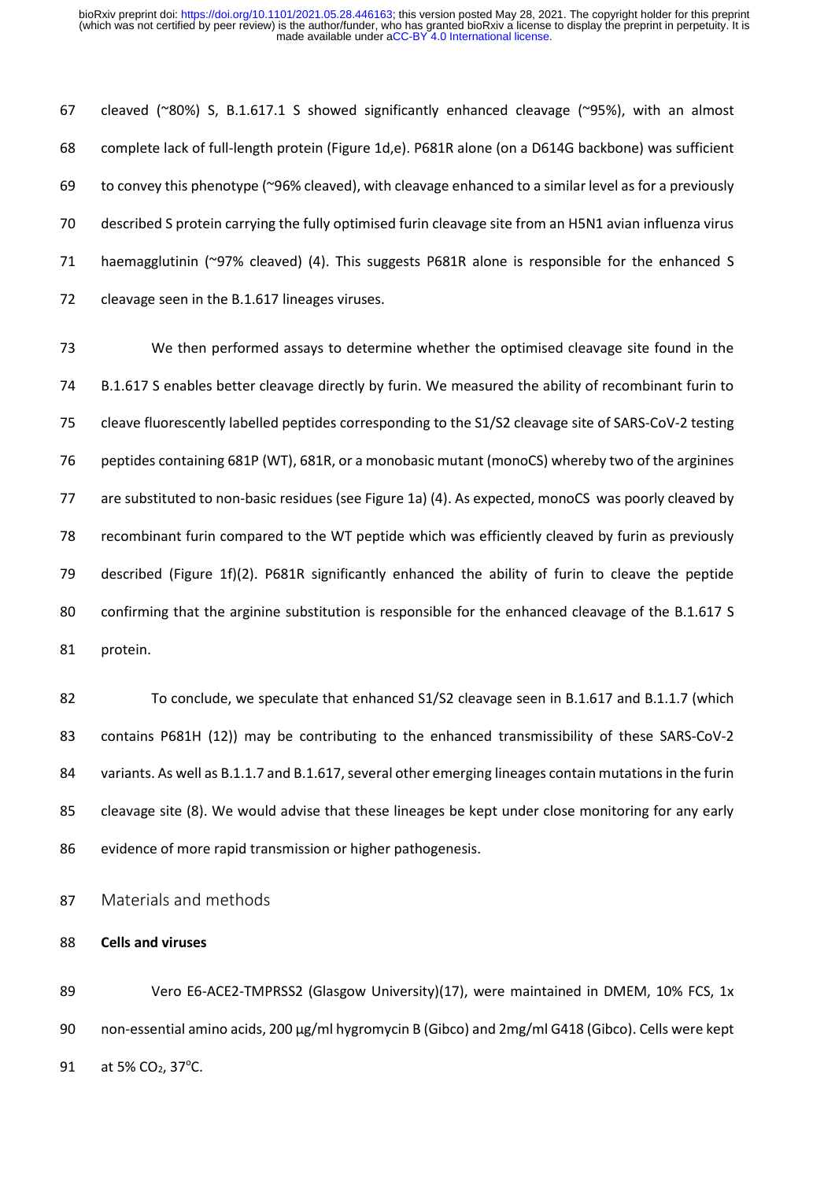cleaved (~80%) S, B.1.617.1 S showed significantly enhanced cleavage (~95%), with an almost complete lack of full-length protein (Figure 1d,e). P681R alone (on a D614G backbone) was sufficient to convey this phenotype (~96% cleaved), with cleavage enhanced to a similar level as for a previously described S protein carrying the fully optimised furin cleavage site from an H5N1 avian influenza virus haemagglutinin (~97% cleaved) (4). This suggests P681R alone is responsible for the enhanced S cleavage seen in the B.1.617 lineages viruses.

We then performed assays to determine whether the optimised cleavage site found in the B.1.617 S enables better cleavage directly by furin. We measured the ability of recombinant furin to cleave fluorescently labelled peptides corresponding to the S1/S2 cleavage site of SARS-CoV-2 testing peptides containing 681P (WT), 681R, or a monobasic mutant (monoCS) whereby two of the arginines are substituted to non-basic residues (see Figure 1a) (4). As expected, monoCS was poorly cleaved by recombinant furin compared to the WT peptide which was efficiently cleaved by furin as previously described (Figure 1f)(2). P681R significantly enhanced the ability of furin to cleave the peptide confirming that the arginine substitution is responsible for the enhanced cleavage of the B.1.617 S protein.

To conclude, we speculate that enhanced S1/S2 cleavage seen in B.1.617 and B.1.1.7 (which contains P681H (12)) may be contributing to the enhanced transmissibility of these SARS-CoV-2 variants. As well as B.1.1.7 and B.1.617, several other emerging lineages contain mutations in the furin cleavage site (8). We would advise that these lineages be kept under close monitoring for any early evidence of more rapid transmission or higher pathogenesis.

## Materials and methods

**Cells and viruses**

Vero E6-ACE2-TMPRSS2 (Glasgow University)(17), were maintained in DMEM, 10% FCS, 1x non-essential amino acids, 200 µg/ml hygromycin B (Gibco) and 2mg/ml G418 (Gibco). Cells were kept at 5% $CO_2$, 37°C.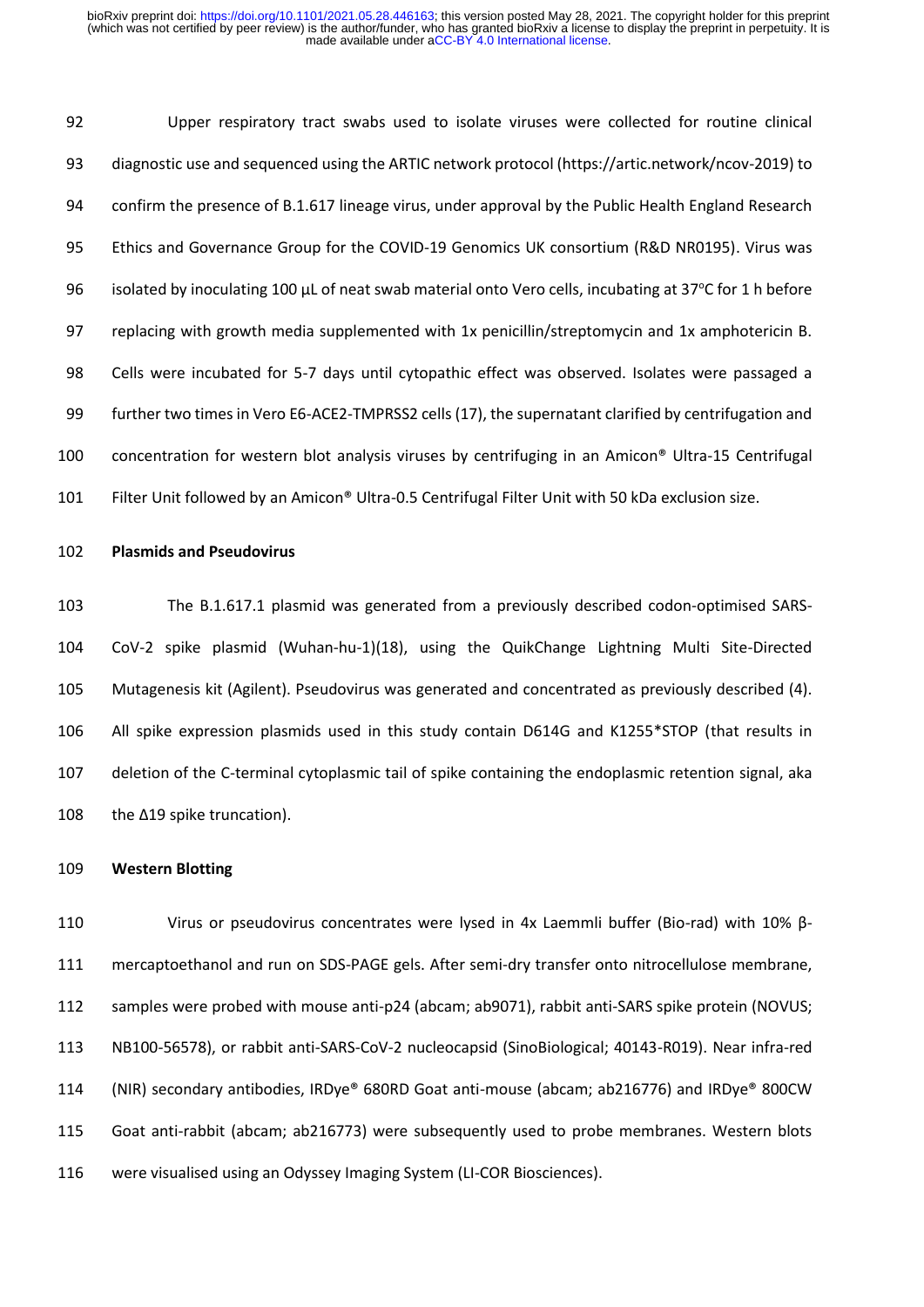Upper respiratory tract swabs used to isolate viruses were collected for routine clinical diagnostic use and sequenced using the ARTIC network protocol (https://artic.network/ncov-2019) to confirm the presence of B.1.617 lineage virus, under approval by the Public Health England Research Ethics and Governance Group for the COVID-19 Genomics UK consortium (R&D NR0195). Virus was isolated by inoculating 100 µL of neat swab material onto Vero cells, incubating at 37°C for 1 h before replacing with growth media supplemented with 1x penicillin/streptomycin and 1x amphotericin B. Cells were incubated for 5-7 days until cytopathic effect was observed. Isolates were passaged a further two times in Vero E6-ACE2-TMPRSS2 cells (17), the supernatant clarified by centrifugation and concentration for western blot analysis viruses by centrifuging in an Amicon® Ultra-15 Centrifugal Filter Unit followed by an Amicon® Ultra-0.5 Centrifugal Filter Unit with 50 kDa exclusion size.

**Plasmids and Pseudovirus**

The B.1.617.1 plasmid was generated from a previously described codon-optimised SARS-CoV-2 spike plasmid (Wuhan-hu-1)(18), using the QuikChange Lightning Multi Site-Directed Mutagenesis kit (Agilent). Pseudovirus was generated and concentrated as previously described (4). All spike expression plasmids used in this study contain D614G and K1255*STOP (that results in deletion of the C-terminal cytoplasmic tail of spike containing the endoplasmic retention signal, aka the Δ19 spike truncation).

**Western Blotting**

Virus or pseudovirus concentrates were lysed in 4x Laemmli buffer (Bio-rad) with 10% β-mercaptoethanol and run on SDS-PAGE gels. After semi-dry transfer onto nitrocellulose membrane, samples were probed with mouse anti-p24 (abcam; ab9071), rabbit anti-SARS spike protein (NOVUS; NB100-56578), or rabbit anti-SARS-CoV-2 nucleocapsid (SinoBiological; 40143-R019). Near infra-red (NIR) secondary antibodies, IRDye® 680RD Goat anti-mouse (abcam; ab216776) and IRDye® 800CW Goat anti-rabbit (abcam; ab216773) were subsequently used to probe membranes. Western blots were visualised using an Odyssey Imaging System (LI-COR Biosciences).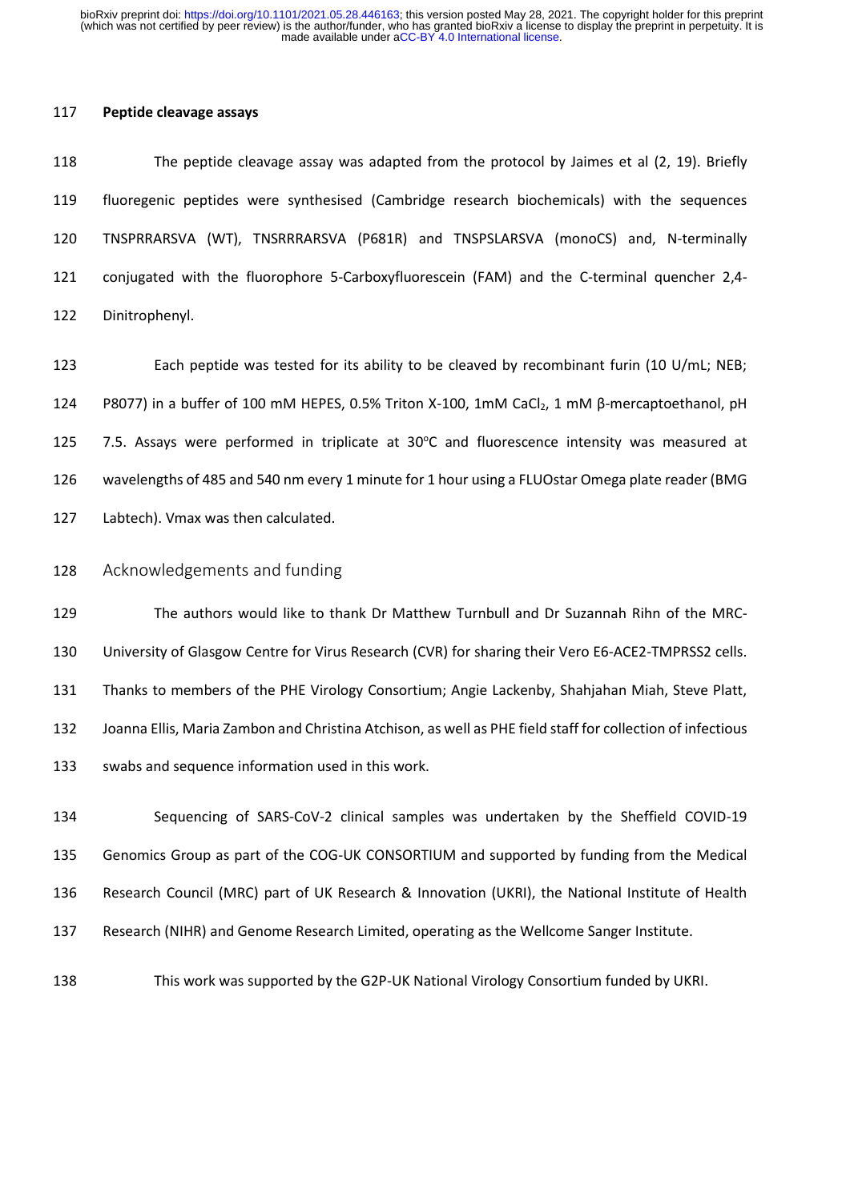### Peptide cleavage assays

The peptide cleavage assay was adapted from the protocol by Jaimes et al (2, 19). Briefly fluoregenic peptides were synthesised (Cambridge research biochemicals) with the sequences TNSPRRARSVA (WT), TNSRRRARSVA (P681R) and TNSPSLARSVA (monoCS) and, N-terminally conjugated with the fluorophore 5-Carboxyfluorescein (FAM) and the C-terminal quencher 2,4-Dinitrophenyl.

Each peptide was tested for its ability to be cleaved by recombinant furin (10 U/mL; NEB; P8077) in a buffer of 100 mM HEPES, 0.5% Triton X-100, 1mM $CaCl_2$, 1 mM β-mercaptoethanol, pH 7.5. Assays were performed in triplicate at 30°C and fluorescence intensity was measured at wavelengths of 485 and 540 nm every 1 minute for 1 hour using a FLUOstar Omega plate reader (BMG Labtech). Vmax was then calculated.

## Acknowledgements and funding

The authors would like to thank Dr Matthew Turnbull and Dr Suzannah Rihn of the MRC-University of Glasgow Centre for Virus Research (CVR) for sharing their Vero E6-ACE2-TMPRSS2 cells. Thanks to members of the PHE Virology Consortium; Angie Lackenby, Shahjahan Miah, Steve Platt, Joanna Ellis, Maria Zambon and Christina Atchison, as well as PHE field staff for collection of infectious swabs and sequence information used in this work.

Sequencing of SARS-CoV-2 clinical samples was undertaken by the Sheffield COVID-19 Genomics Group as part of the COG-UK CONSORTIUM and supported by funding from the Medical Research Council (MRC) part of UK Research & Innovation (UKRI), the National Institute of Health Research (NIHR) and Genome Research Limited, operating as the Wellcome Sanger Institute.

This work was supported by the G2P-UK National Virology Consortium funded by UKRI.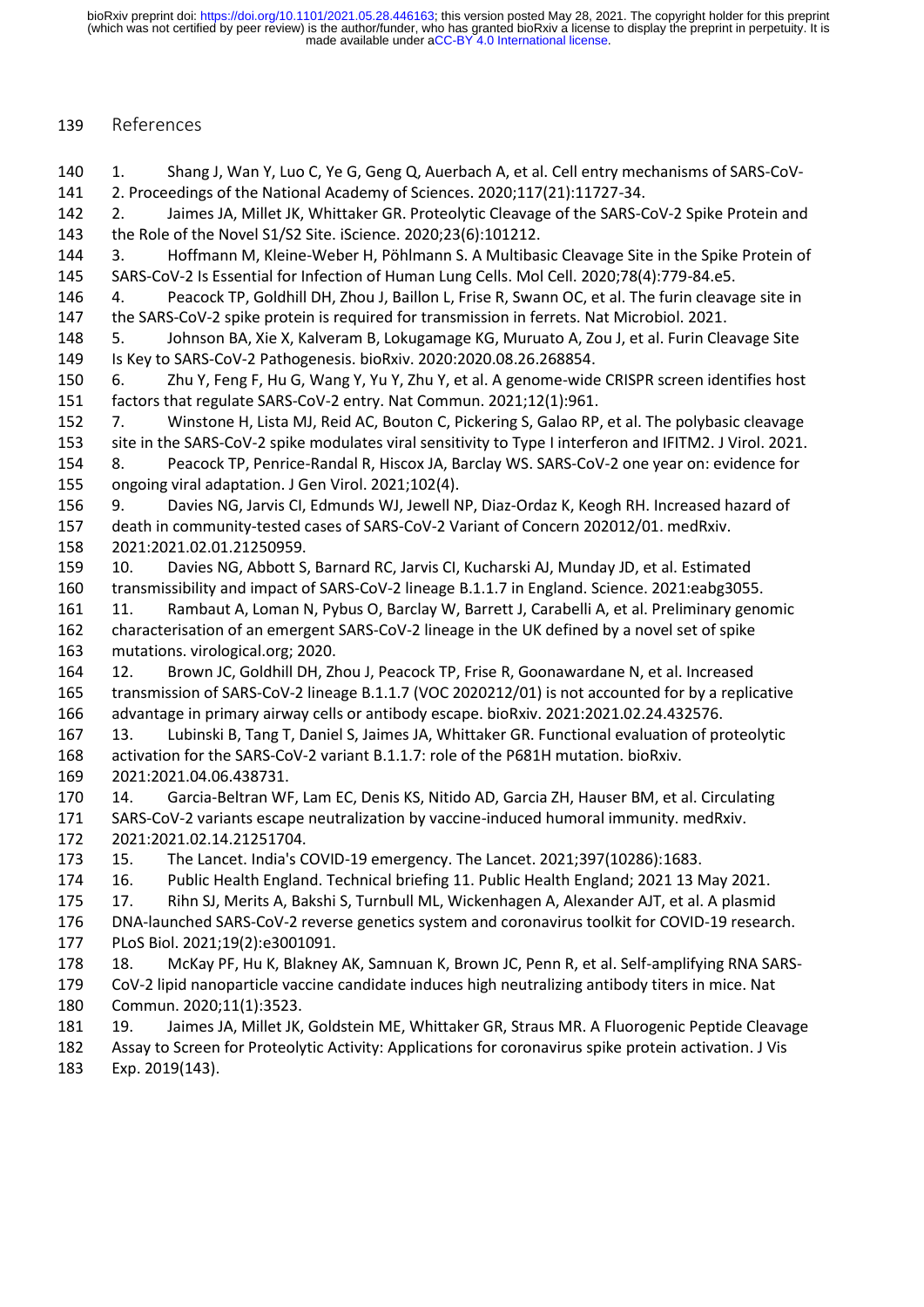## References

1. Shang J, Wan Y, Luo C, Ye G, Geng Q, Auerbach A, et al. Cell entry mechanisms of SARS-CoV-2. Proceedings of the National Academy of Sciences. 2020;117(21):11727-34.
2. Jaimes JA, Millet JK, Whittaker GR. Proteolytic Cleavage of the SARS-CoV-2 Spike Protein and the Role of the Novel S1/S2 Site. iScience. 2020;23(6):101212.
3. Hoffmann M, Kleine-Weber H, Pöhlmann S. A Multibasic Cleavage Site in the Spike Protein of SARS-CoV-2 Is Essential for Infection of Human Lung Cells. Mol Cell. 2020;78(4):779-84.e5.
4. Peacock TP, Goldhill DH, Zhou J, Baillon L, Frise R, Swann OC, et al. The furin cleavage site in the SARS-CoV-2 spike protein is required for transmission in ferrets. Nat Microbiol. 2021.
5. Johnson BA, Xie X, Kalveram B, Lokugamage KG, Muruato A, Zou J, et al. Furin Cleavage Site Is Key to SARS-CoV-2 Pathogenesis. bioRxiv. 2020:2020.08.26.268854.
6. Zhu Y, Feng F, Hu G, Wang Y, Yu Y, Zhu Y, et al. A genome-wide CRISPR screen identifies host factors that regulate SARS-CoV-2 entry. Nat Commun. 2021;12(1):961.
7. Winstone H, Lista MJ, Reid AC, Bouton C, Pickering S, Galao RP, et al. The polybasic cleavage site in the SARS-CoV-2 spike modulates viral sensitivity to Type I interferon and IFITM2. J Virol. 2021.
8. Peacock TP, Penrice-Randal R, Hiscox JA, Barclay WS. SARS-CoV-2 one year on: evidence for ongoing viral adaptation. J Gen Virol. 2021;102(4).
9. Davies NG, Jarvis CI, Edmunds WJ, Jewell NP, Diaz-Ordaz K, Keogh RH. Increased hazard of death in community-tested cases of SARS-CoV-2 Variant of Concern 202012/01. medRxiv. 2021:2021.02.01.21250959.
10. Davies NG, Abbott S, Barnard RC, Jarvis CI, Kucharski AJ, Munday JD, et al. Estimated transmissibility and impact of SARS-CoV-2 lineage B.1.1.7 in England. Science. 2021:eabg3055.
11. Rambaut A, Loman N, Pybus O, Barclay W, Barrett J, Carabelli A, et al. Preliminary genomic characterisation of an emergent SARS-CoV-2 lineage in the UK defined by a novel set of spike mutations. virological.org; 2020.
12. Brown JC, Goldhill DH, Zhou J, Peacock TP, Frise R, Goonawardane N, et al. Increased transmission of SARS-CoV-2 lineage B.1.1.7 (VOC 2020212/01) is not accounted for by a replicative advantage in primary airway cells or antibody escape. bioRxiv. 2021:2021.02.24.432576.
13. Lubinski B, Tang T, Daniel S, Jaimes JA, Whittaker GR. Functional evaluation of proteolytic activation for the SARS-CoV-2 variant B.1.1.7: role of the P681H mutation. bioRxiv. 2021:2021.04.06.438731.
14. Garcia-Beltran WF, Lam EC, Denis KS, Nitido AD, Garcia ZH, Hauser BM, et al. Circulating SARS-CoV-2 variants escape neutralization by vaccine-induced humoral immunity. medRxiv. 2021:2021.02.14.21251704.
15. The Lancet. India's COVID-19 emergency. The Lancet. 2021;397(10286):1683.
16. Public Health England. Technical briefing 11. Public Health England; 2021 13 May 2021.
17. Rihn SJ, Merits A, Bakshi S, Turnbull ML, Wickenhagen A, Alexander AJT, et al. A plasmid DNA-launched SARS-CoV-2 reverse genetics system and coronavirus toolkit for COVID-19 research. PLoS Biol. 2021;19(2):e3001091.
18. McKay PF, Hu K, Blakney AK, Samnuan K, Brown JC, Penn R, et al. Self-amplifying RNA SARS-CoV-2 lipid nanoparticle vaccine candidate induces high neutralizing antibody titers in mice. Nat Commun. 2020;11(1):3523.
19. Jaimes JA, Millet JK, Goldstein ME, Whittaker GR, Straus MR. A Fluorogenic Peptide Cleavage Assay to Screen for Proteolytic Activity: Applications for coronavirus spike protein activation. J Vis Exp. 2019(143).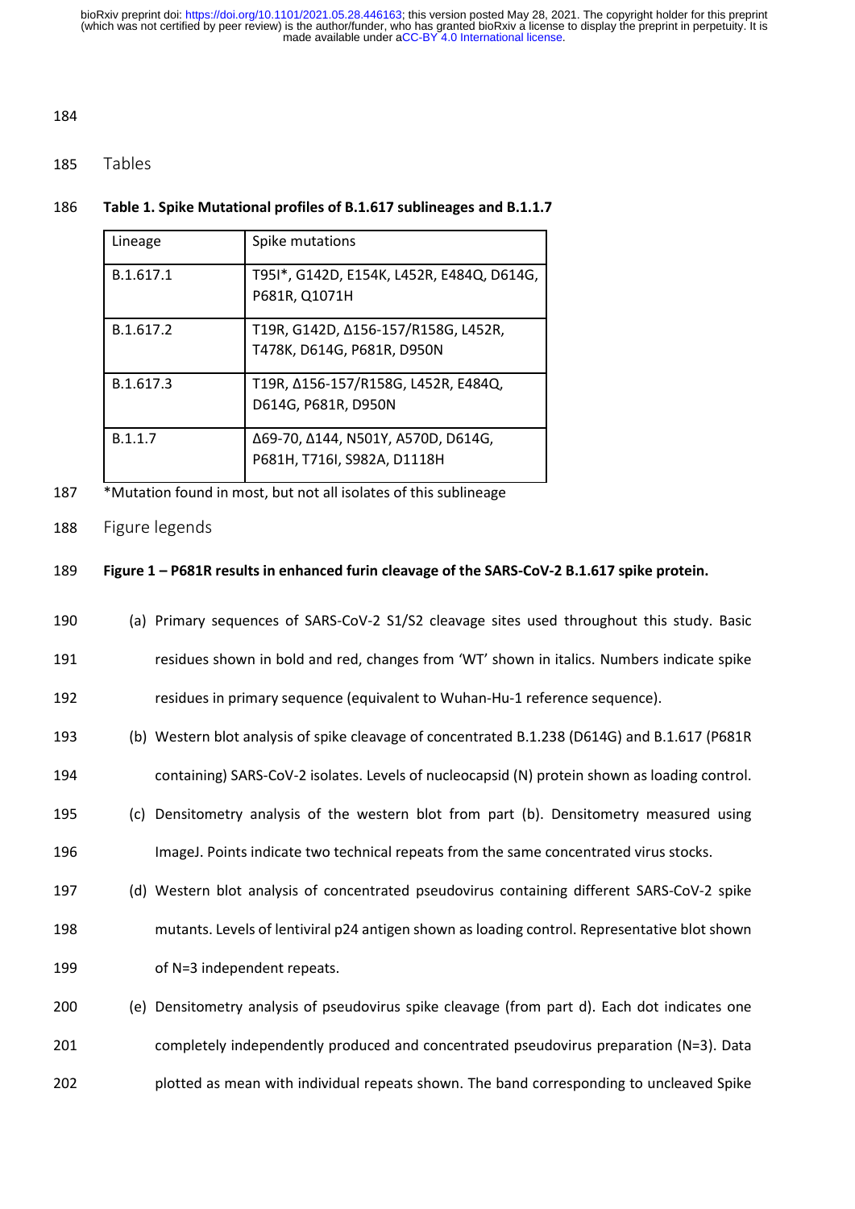## Tables

**Table 1. Spike Mutational profiles of B.1.617 sublineages and B.1.1.7**

| Lineage | Spike mutations |
|---|---|
| B.1.617.1 | T95I*, G142D, E154K, L452R, E484Q, D614G, P681R, Q1071H |
| B.1.617.2 | T19R, G142D, Δ156-157/R158G, L452R, T478K, D614G, P681R, D950N |
| B.1.617.3 | T19R, Δ156-157/R158G, L452R, E484Q, D614G, P681R, D950N |
| B.1.1.7 | Δ69-70, Δ144, N501Y, A570D, D614G, P681H, T716I, S982A, D1118H |

*Mutation found in most, but not all isolates of this sublineage

## Figure legends

**Figure 1 – P681R results in enhanced furin cleavage of the SARS-CoV-2 B.1.617 spike protein.**

(a) Primary sequences of SARS-CoV-2 S1/S2 cleavage sites used throughout this study. Basic residues shown in bold and red, changes from 'WT' shown in italics. Numbers indicate spike residues in primary sequence (equivalent to Wuhan-Hu-1 reference sequence).

(b) Western blot analysis of spike cleavage of concentrated B.1.238 (D614G) and B.1.617 (P681R containing) SARS-CoV-2 isolates. Levels of nucleocapsid (N) protein shown as loading control.

(c) Densitometry analysis of the western blot from part (b). Densitometry measured using ImageJ. Points indicate two technical repeats from the same concentrated virus stocks.

(d) Western blot analysis of concentrated pseudovirus containing different SARS-CoV-2 spike mutants. Levels of lentiviral p24 antigen shown as loading control. Representative blot shown of N=3 independent repeats.

(e) Densitometry analysis of pseudovirus spike cleavage (from part d). Each dot indicates one completely independently produced and concentrated pseudovirus preparation (N=3). Data plotted as mean with individual repeats shown. The band corresponding to uncleaved Spike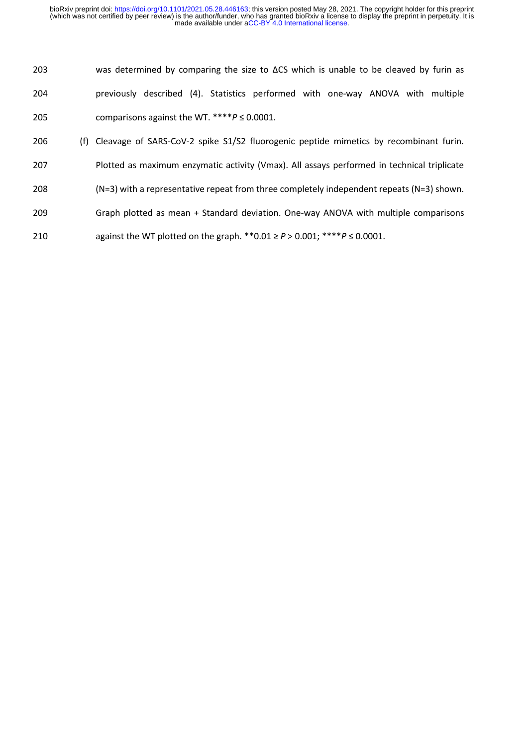was determined by comparing the size to ΔCS which is unable to be cleaved by furin as previously described (4). Statistics performed with one-way ANOVA with multiple comparisons against the WT. ****$P \leq 0.0001$.

(f) Cleavage of SARS-CoV-2 spike S1/S2 fluorogenic peptide mimetics by recombinant furin. Plotted as maximum enzymatic activity (Vmax). All assays performed in technical triplicate (N=3) with a representative repeat from three completely independent repeats (N=3) shown. Graph plotted as mean + Standard deviation. One-way ANOVA with multiple comparisons against the WT plotted on the graph. **$0.01 \geq P > 0.001$; ****$P \leq 0.0001$.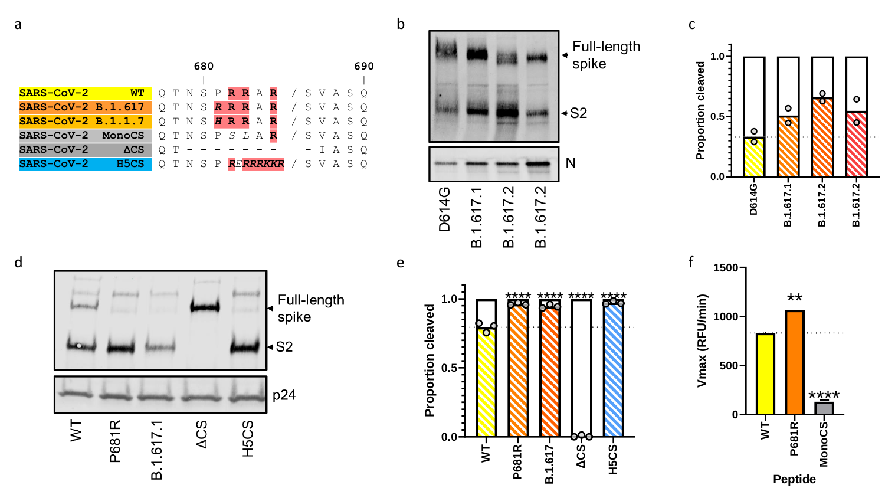a

680 690

SARS-CoV-2 WT Q T N S P R R A R / S V A S Q

SARS-CoV-2 B.1.617 Q T N S R R R A R / S V A S Q

SARS-CoV-2 B.1.1.7 Q T N S H R R A R / S V A S Q

SARS-CoV-2 MonoCS Q T N S P S L A R / S V A S Q

SARS-CoV-2 ΔCS Q T - - - - - - - - I A S Q

SARS-CoV-2 H5CS Q T N S P R E R R R K K R / S V A S Q

b

Full-length spike

S2

N

D614G

B.1.617.1

B.1.617.2

B.1.617.2

c

Proportion cleaved

1.0

0.5

0.0

D614G

B.1.617.1

B.1.617.2

B.1.617.2

d

Full-length spike

S2

p24

WT

P681R

B.1.617.1

ΔCS

H5CS

e

Proportion cleaved

1.0

0.5

0.0

\*\*\*\* \*\*\*\* \*\*\*\* \*\*\*\*

WT

P681R

B.1.617

ΔCS

H5CS

f

Vmax (RFU/min)

1500

1000

500

0

\*\*

\*\*\*\*

WT

P681R

MonoCS

Peptide